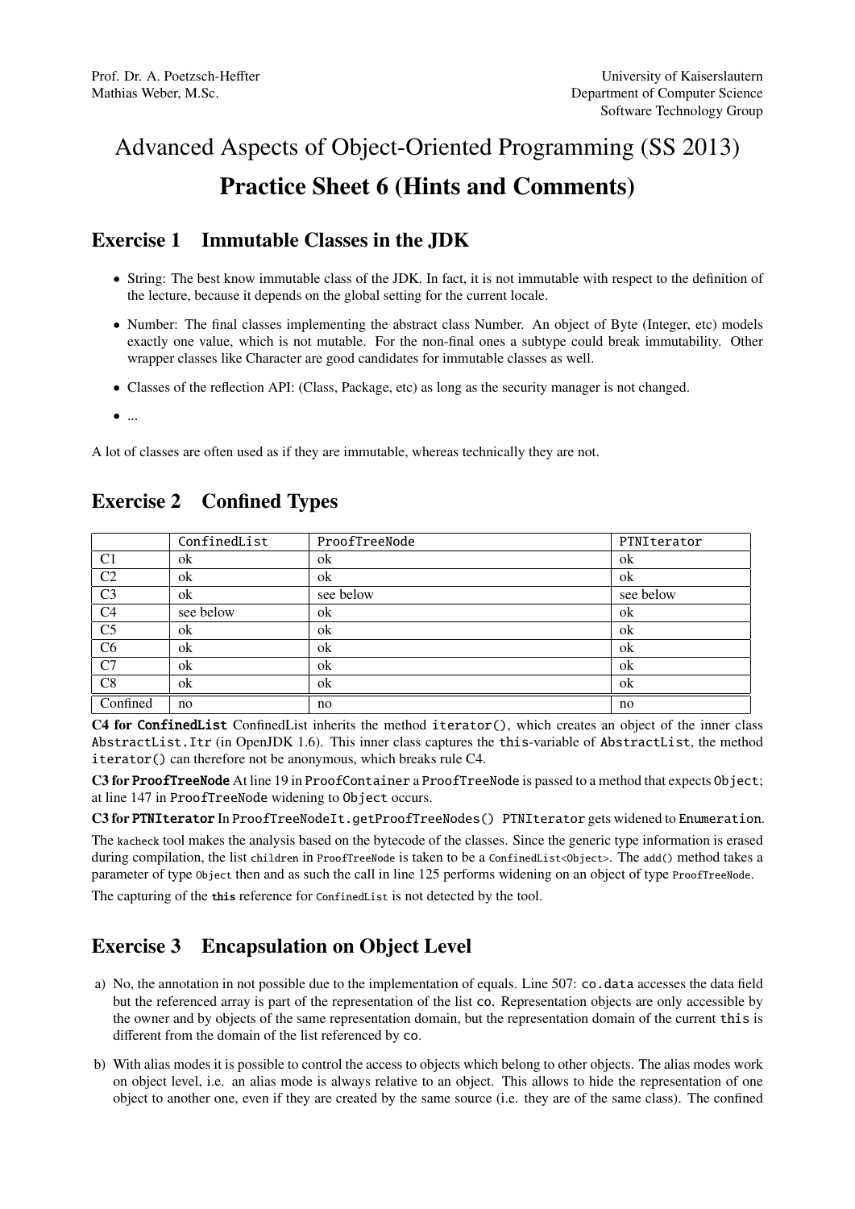Prof. Dr. A. Poetzsch-Heffter
Mathias Weber, M.Sc.

University of Kaiserslautern
Department of Computer Science
Software Technology Group

# Advanced Aspects of Object-Oriented Programming (SS 2013)

# Practice Sheet 6 (Hints and Comments)

## Exercise 1 Immutable Classes in the JDK

- String: The best know immutable class of the JDK. In fact, it is not immutable with respect to the definition of the lecture, because it depends on the global setting for the current locale.
- Number: The final classes implementing the abstract class Number. An object of Byte (Integer, etc) models exactly one value, which is not mutable. For the non-final ones a subtype could break immutability. Other wrapper classes like Character are good candidates for immutable classes as well.
- Classes of the reflection API: (Class, Package, etc) as long as the security manager is not changed.
- ...

A lot of classes are often used as if they are immutable, whereas technically they are not.

## Exercise 2 Confined Types

| | `ConfinedList` | `ProofTreeNode` | `PTNIterator` |
|---|---|---|---|
| C1 | ok | ok | ok |
| C2 | ok | ok | ok |
| C3 | ok | see below | see below |
| C4 | see below | ok | ok |
| C5 | ok | ok | ok |
| C6 | ok | ok | ok |
| C7 | ok | ok | ok |
| C8 | ok | ok | ok |
| Confined | no | no | no |

**C4 for `ConfinedList`** ConfinedList inherits the method `iterator()`, which creates an object of the inner class `AbstractList.Itr` (in OpenJDK 1.6). This inner class captures the `this`-variable of `AbstractList`, the method `iterator()` can therefore not be anonymous, which breaks rule C4.

**C3 for `ProofTreeNode`** At line 19 in `ProofContainer` a `ProofTreeNode` is passed to a method that expects `Object`; at line 147 in `ProofTreeNode` widening to `Object` occurs.

**C3 for `PTNIterator`** In `ProofTreeNodeIt.getProofTreeNodes()` `PTNIterator` gets widened to `Enumeration`.

The `kacheck` tool makes the analysis based on the bytecode of the classes. Since the generic type information is erased during compilation, the list `children` in `ProofTreeNode` is taken to be a `ConfinedList<Object>`. The `add()` method takes a parameter of type `Object` then and as such the call in line 125 performs widening on an object of type `ProofTreeNode`.

The capturing of the **`this`** reference for `ConfinedList` is not detected by the tool.

## Exercise 3 Encapsulation on Object Level

a) No, the annotation in not possible due to the implementation of equals. Line 507: `co.data` accesses the data field but the referenced array is part of the representation of the list `co`. Representation objects are only accessible by the owner and by objects of the same representation domain, but the representation domain of the current `this` is different from the domain of the list referenced by `co`.

b) With alias modes it is possible to control the access to objects which belong to other objects. The alias modes work on object level, i.e. an alias mode is always relative to an object. This allows to hide the representation of one object to another one, even if they are created by the same source (i.e. they are of the same class). The confined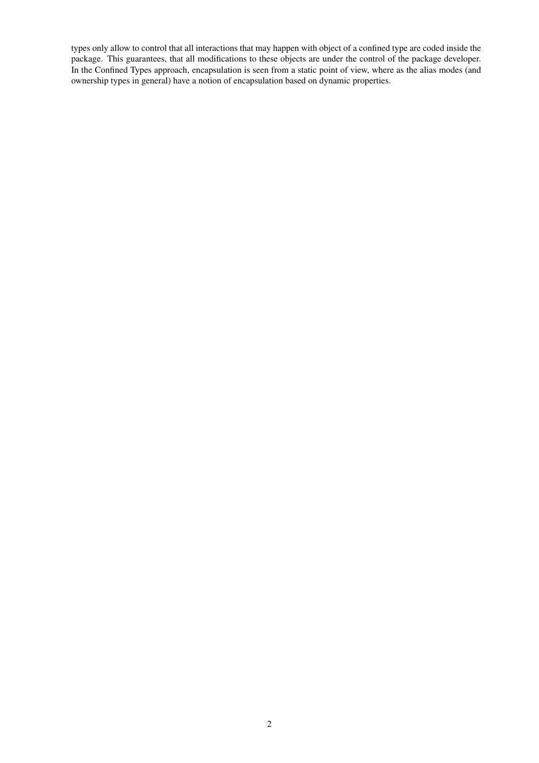types only allow to control that all interactions that may happen with object of a confined type are coded inside the package. This guarantees, that all modifications to these objects are under the control of the package developer. In the Confined Types approach, encapsulation is seen from a static point of view, where as the alias modes (and ownership types in general) have a notion of encapsulation based on dynamic properties.